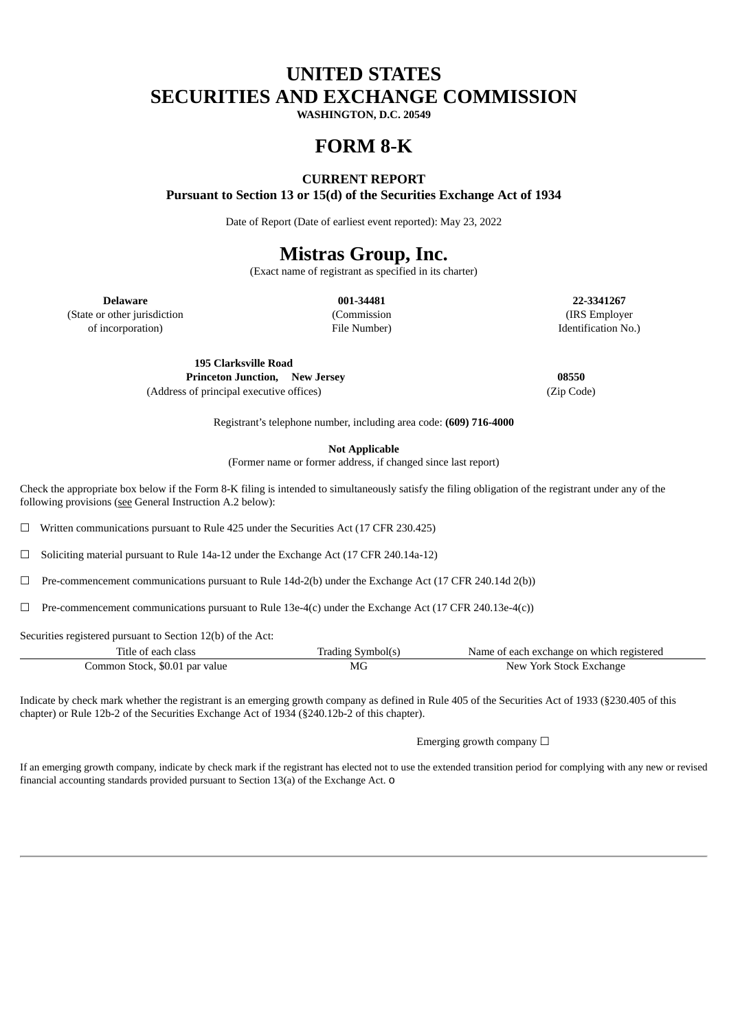# UNITED STATES
# SECURITIES AND EXCHANGE COMMISSION

**WASHINGTON, D.C. 20549**

# FORM 8-K

**CURRENT REPORT**
**Pursuant to Section 13 or 15(d) of the Securities Exchange Act of 1934**

Date of Report (Date of earliest event reported): May 23, 2022

# Mistras Group, Inc.

(Exact name of registrant as specified in its charter)

| **Delaware** | **001-34481** | **22-3341267** |
|---|---|---|
| (State or other jurisdiction of incorporation) | (Commission File Number) | (IRS Employer Identification No.) |

| **195 Clarksville Road Princeton Junction, New Jersey** | **08550** |
|---|---|
| (Address of principal executive offices) | (Zip Code) |

Registrant's telephone number, including area code: **(609) 716-4000**

**Not Applicable**
(Former name or former address, if changed since last report)

Check the appropriate box below if the Form 8-K filing is intended to simultaneously satisfy the filing obligation of the registrant under any of the following provisions (see General Instruction A.2 below):

☐ Written communications pursuant to Rule 425 under the Securities Act (17 CFR 230.425)

☐ Soliciting material pursuant to Rule 14a-12 under the Exchange Act (17 CFR 240.14a-12)

☐ Pre-commencement communications pursuant to Rule 14d-2(b) under the Exchange Act (17 CFR 240.14d 2(b))

☐ Pre-commencement communications pursuant to Rule 13e-4(c) under the Exchange Act (17 CFR 240.13e-4(c))

Securities registered pursuant to Section 12(b) of the Act:

| Title of each class | Trading Symbol(s) | Name of each exchange on which registered |
|---|---|---|
| Common Stock, $0.01 par value | MG | New York Stock Exchange |

Indicate by check mark whether the registrant is an emerging growth company as defined in Rule 405 of the Securities Act of 1933 (§230.405 of this chapter) or Rule 12b-2 of the Securities Exchange Act of 1934 (§240.12b-2 of this chapter).

Emerging growth company ☐

If an emerging growth company, indicate by check mark if the registrant has elected not to use the extended transition period for complying with any new or revised financial accounting standards provided pursuant to Section 13(a) of the Exchange Act. o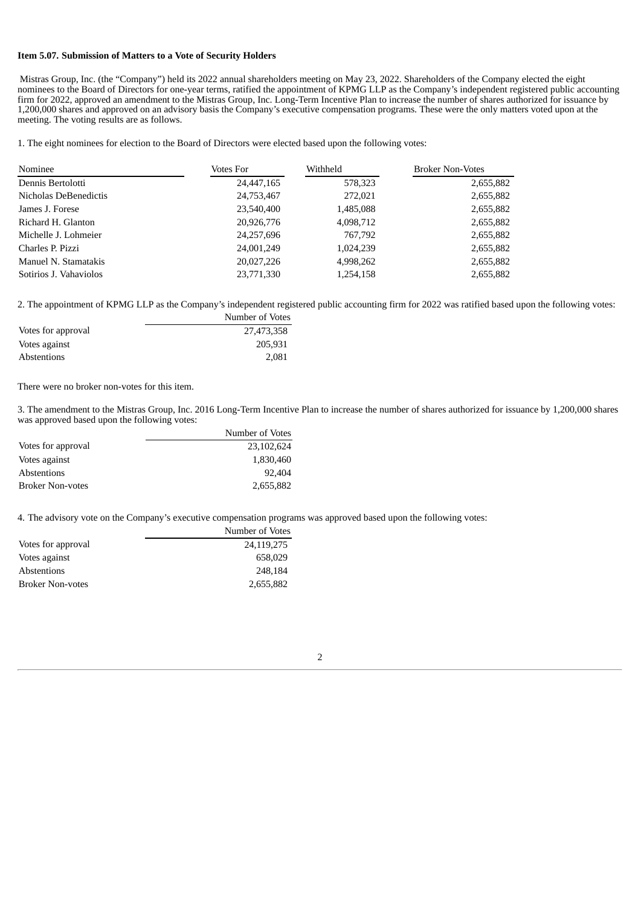**Item 5.07. Submission of Matters to a Vote of Security Holders**

Mistras Group, Inc. (the “Company”) held its 2022 annual shareholders meeting on May 23, 2022. Shareholders of the Company elected the eight nominees to the Board of Directors for one-year terms, ratified the appointment of KPMG LLP as the Company’s independent registered public accounting firm for 2022, approved an amendment to the Mistras Group, Inc. Long-Term Incentive Plan to increase the number of shares authorized for issuance by 1,200,000 shares and approved on an advisory basis the Company’s executive compensation programs. These were the only matters voted upon at the meeting. The voting results are as follows.

1. The eight nominees for election to the Board of Directors were elected based upon the following votes:

| Nominee | Votes For | Withheld | Broker Non-Votes |
|---|---|---|---|
| Dennis Bertolotti | 24,447,165 | 578,323 | 2,655,882 |
| Nicholas DeBenedictis | 24,753,467 | 272,021 | 2,655,882 |
| James J. Forese | 23,540,400 | 1,485,088 | 2,655,882 |
| Richard H. Glanton | 20,926,776 | 4,098,712 | 2,655,882 |
| Michelle J. Lohmeier | 24,257,696 | 767,792 | 2,655,882 |
| Charles P. Pizzi | 24,001,249 | 1,024,239 | 2,655,882 |
| Manuel N. Stamatakis | 20,027,226 | 4,998,262 | 2,655,882 |
| Sotirios J. Vahaviolos | 23,771,330 | 1,254,158 | 2,655,882 |

2. The appointment of KPMG LLP as the Company’s independent registered public accounting firm for 2022 was ratified based upon the following votes:

| | Number of Votes |
|---|---|
| Votes for approval | 27,473,358 |
| Votes against | 205,931 |
| Abstentions | 2,081 |

There were no broker non-votes for this item.

3. The amendment to the Mistras Group, Inc. 2016 Long-Term Incentive Plan to increase the number of shares authorized for issuance by 1,200,000 shares was approved based upon the following votes:

| | Number of Votes |
|---|---|
| Votes for approval | 23,102,624 |
| Votes against | 1,830,460 |
| Abstentions | 92,404 |
| Broker Non-votes | 2,655,882 |

4. The advisory vote on the Company’s executive compensation programs was approved based upon the following votes:

| | Number of Votes |
|---|---|
| Votes for approval | 24,119,275 |
| Votes against | 658,029 |
| Abstentions | 248,184 |
| Broker Non-votes | 2,655,882 |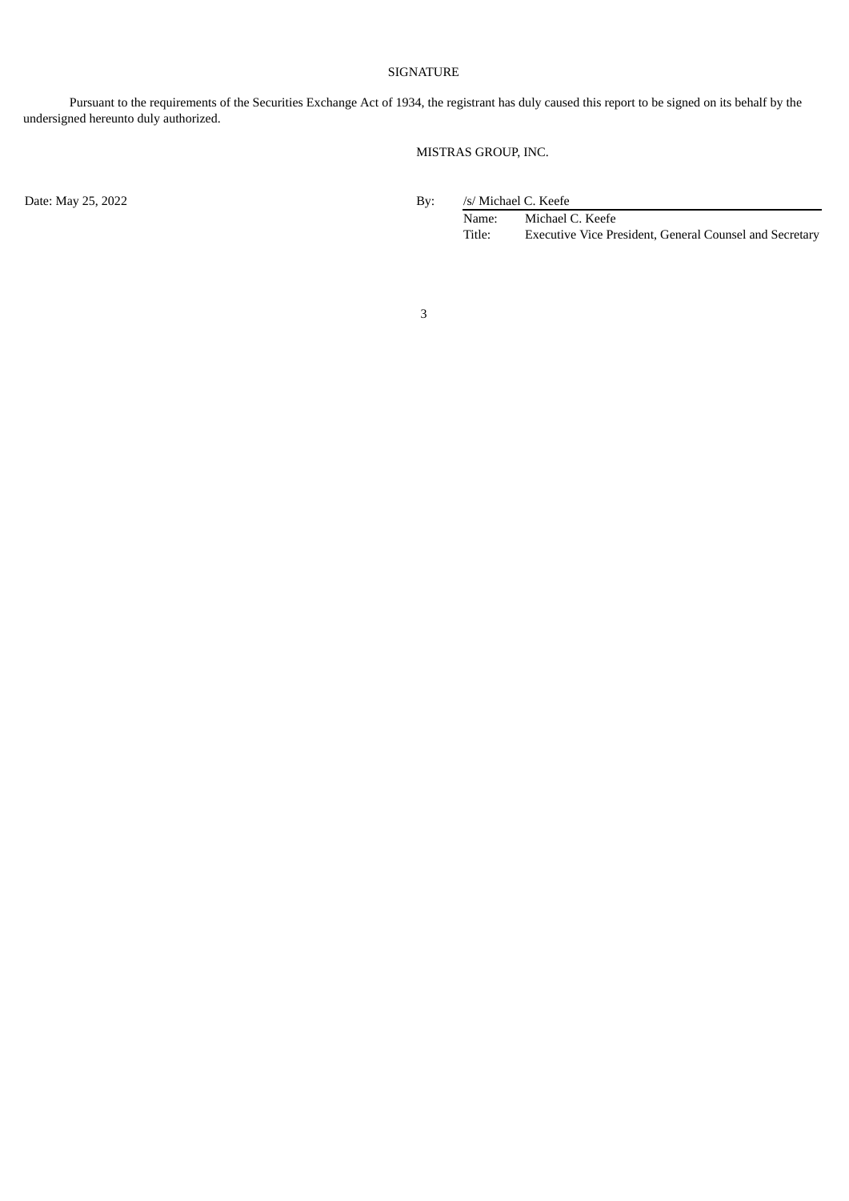SIGNATURE

Pursuant to the requirements of the Securities Exchange Act of 1934, the registrant has duly caused this report to be signed on its behalf by the undersigned hereunto duly authorized.

MISTRAS GROUP, INC.

| | | | |
|---|---|---|---|
| Date: May 25, 2022 | By: | /s/ Michael C. Keefe | |
| | | Name: | Michael C. Keefe |
| | | Title: | Executive Vice President, General Counsel and Secretary |